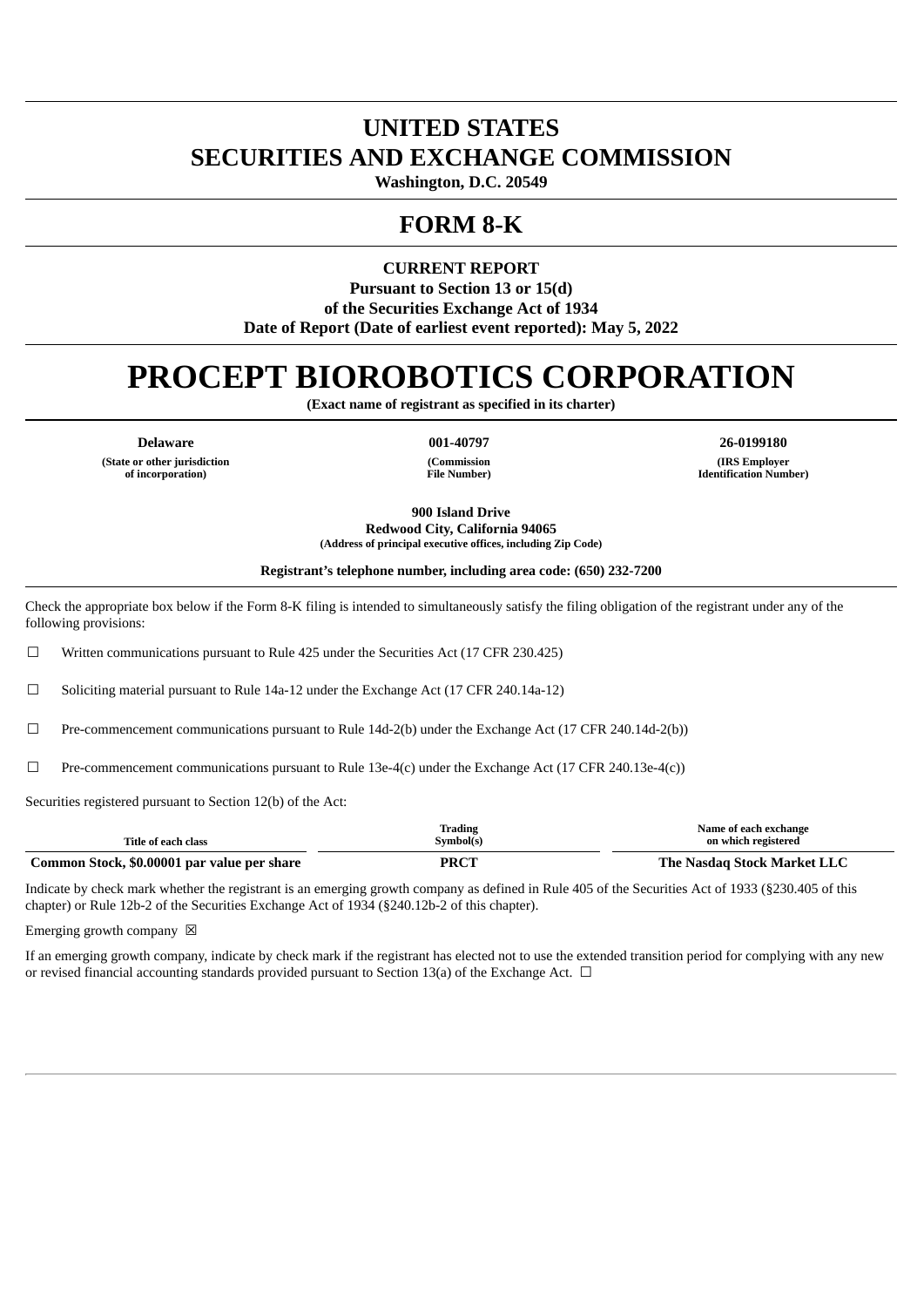# UNITED STATES
# SECURITIES AND EXCHANGE COMMISSION

**Washington, D.C. 20549**

# FORM 8-K

**CURRENT REPORT**
**Pursuant to Section 13 or 15(d)**
**of the Securities Exchange Act of 1934**
**Date of Report (Date of earliest event reported): May 5, 2022**

# PROCEPT BIOROBOTICS CORPORATION

**(Exact name of registrant as specified in its charter)**

| Delaware | 001-40797 | 26-0199180 |
|---|---|---|
| (State or other jurisdiction of incorporation) | (Commission File Number) | (IRS Employer Identification Number) |

**900 Island Drive**
**Redwood City, California 94065**
**(Address of principal executive offices, including Zip Code)**

**Registrant's telephone number, including area code: (650) 232-7200**

Check the appropriate box below if the Form 8-K filing is intended to simultaneously satisfy the filing obligation of the registrant under any of the following provisions:

☐ Written communications pursuant to Rule 425 under the Securities Act (17 CFR 230.425)

☐ Soliciting material pursuant to Rule 14a-12 under the Exchange Act (17 CFR 240.14a-12)

☐ Pre-commencement communications pursuant to Rule 14d-2(b) under the Exchange Act (17 CFR 240.14d-2(b))

☐ Pre-commencement communications pursuant to Rule 13e-4(c) under the Exchange Act (17 CFR 240.13e-4(c))

Securities registered pursuant to Section 12(b) of the Act:

| Title of each class | Trading Symbol(s) | Name of each exchange on which registered |
|---|---|---|
| **Common Stock, $0.00001 par value per share** | **PRCT** | **The Nasdaq Stock Market LLC** |

Indicate by check mark whether the registrant is an emerging growth company as defined in Rule 405 of the Securities Act of 1933 (§230.405 of this chapter) or Rule 12b-2 of the Securities Exchange Act of 1934 (§240.12b-2 of this chapter).

Emerging growth company ☒

If an emerging growth company, indicate by check mark if the registrant has elected not to use the extended transition period for complying with any new or revised financial accounting standards provided pursuant to Section 13(a) of the Exchange Act. ☐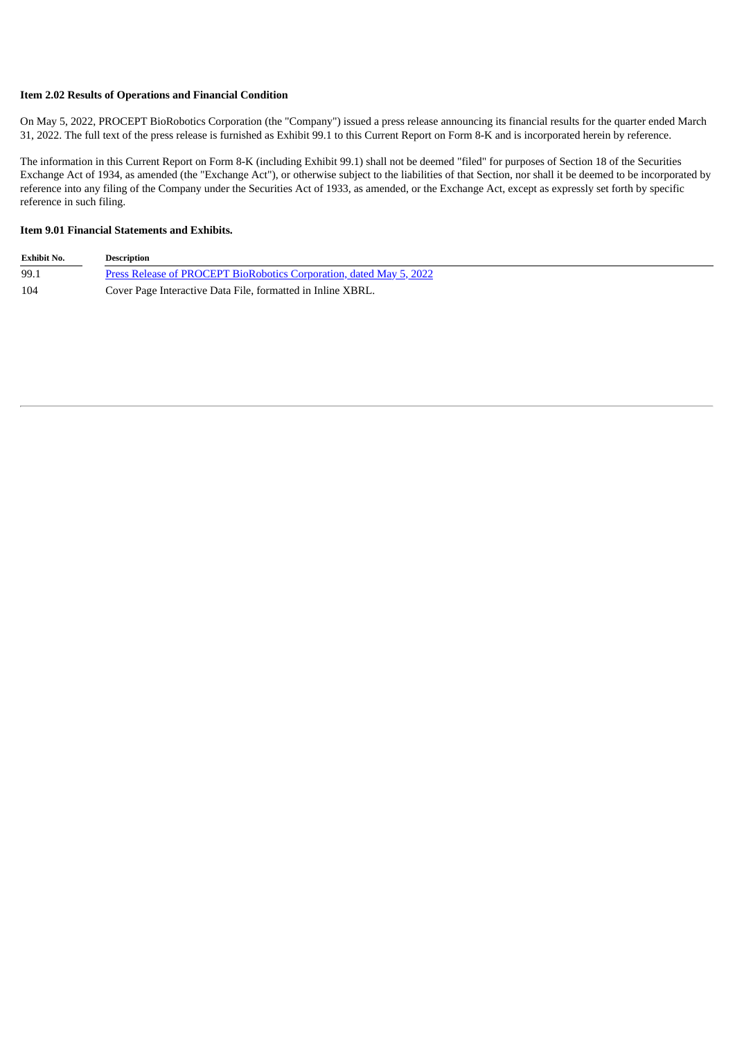**Item 2.02 Results of Operations and Financial Condition**

On May 5, 2022, PROCEPT BioRobotics Corporation (the "Company") issued a press release announcing its financial results for the quarter ended March 31, 2022. The full text of the press release is furnished as Exhibit 99.1 to this Current Report on Form 8-K and is incorporated herein by reference.

The information in this Current Report on Form 8-K (including Exhibit 99.1) shall not be deemed "filed" for purposes of Section 18 of the Securities Exchange Act of 1934, as amended (the "Exchange Act"), or otherwise subject to the liabilities of that Section, nor shall it be deemed to be incorporated by reference into any filing of the Company under the Securities Act of 1933, as amended, or the Exchange Act, except as expressly set forth by specific reference in such filing.

**Item 9.01 Financial Statements and Exhibits.**

| Exhibit No. | Description |
|---|---|
| 99.1 | Press Release of PROCEPT BioRobotics Corporation, dated May 5, 2022 |
| 104 | Cover Page Interactive Data File, formatted in Inline XBRL. |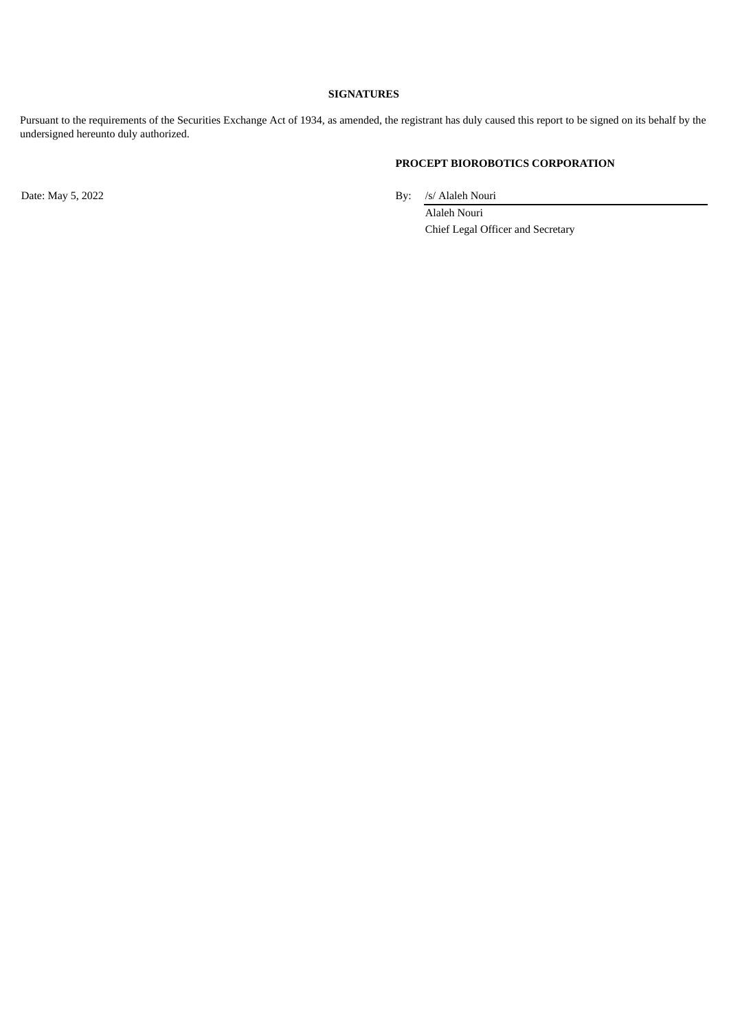**SIGNATURES**

Pursuant to the requirements of the Securities Exchange Act of 1934, as amended, the registrant has duly caused this report to be signed on its behalf by the undersigned hereunto duly authorized.

**PROCEPT BIOROBOTICS CORPORATION**

Date: May 5, 2022

By: /s/ Alaleh Nouri

Alaleh Nouri

Chief Legal Officer and Secretary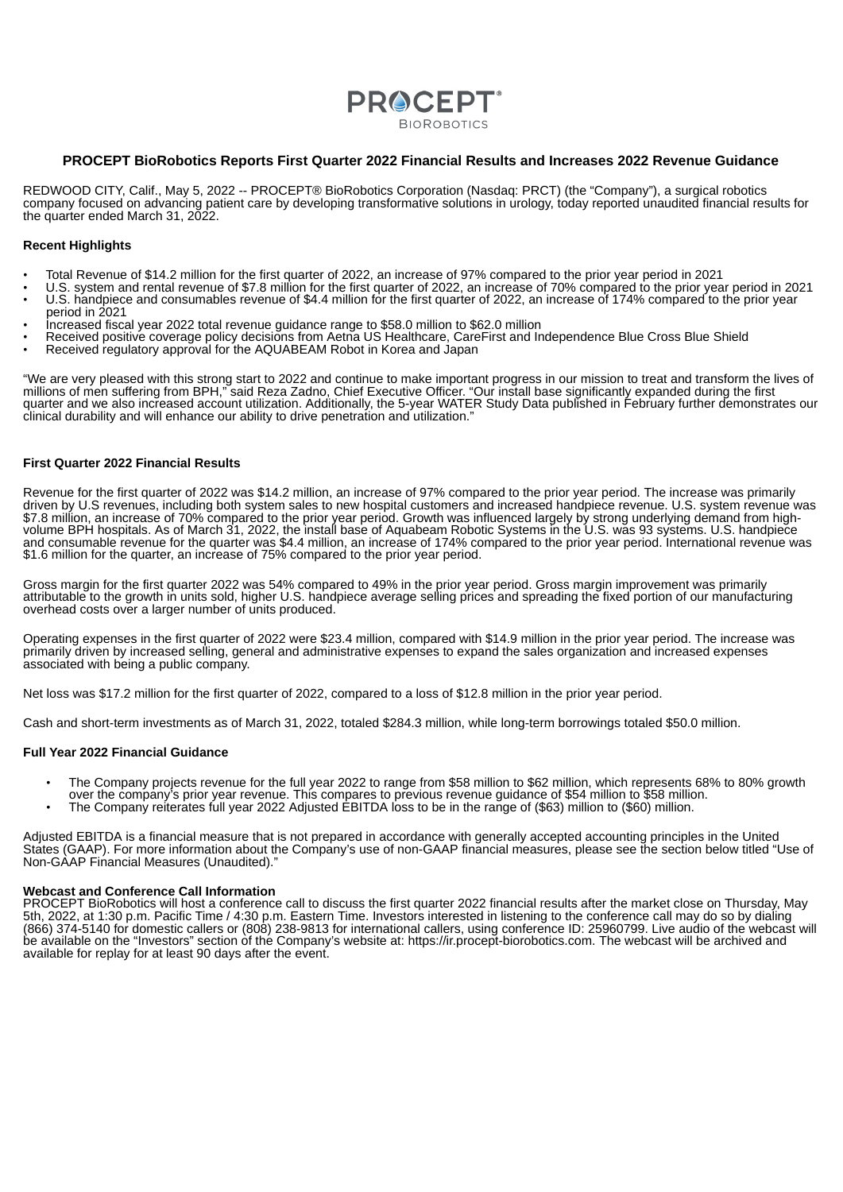PROCEPT® BioRobotics

**PROCEPT BioRobotics Reports First Quarter 2022 Financial Results and Increases 2022 Revenue Guidance**

REDWOOD CITY, Calif., May 5, 2022 -- PROCEPT® BioRobotics Corporation (Nasdaq: PRCT) (the "Company"), a surgical robotics company focused on advancing patient care by developing transformative solutions in urology, today reported unaudited financial results for the quarter ended March 31, 2022.

**Recent Highlights**

- Total Revenue of $14.2 million for the first quarter of 2022, an increase of 97% compared to the prior year period in 2021
- U.S. system and rental revenue of $7.8 million for the first quarter of 2022, an increase of 70% compared to the prior year period in 2021
- U.S. handpiece and consumables revenue of $4.4 million for the first quarter of 2022, an increase of 174% compared to the prior year period in 2021
- Increased fiscal year 2022 total revenue guidance range to $58.0 million to $62.0 million
- Received positive coverage policy decisions from Aetna US Healthcare, CareFirst and Independence Blue Cross Blue Shield
- Received regulatory approval for the AQUABEAM Robot in Korea and Japan

"We are very pleased with this strong start to 2022 and continue to make important progress in our mission to treat and transform the lives of millions of men suffering from BPH," said Reza Zadno, Chief Executive Officer. "Our install base significantly expanded during the first quarter and we also increased account utilization. Additionally, the 5-year WATER Study Data published in February further demonstrates our clinical durability and will enhance our ability to drive penetration and utilization."

**First Quarter 2022 Financial Results**

Revenue for the first quarter of 2022 was $14.2 million, an increase of 97% compared to the prior year period. The increase was primarily driven by U.S revenues, including both system sales to new hospital customers and increased handpiece revenue. U.S. system revenue was $7.8 million, an increase of 70% compared to the prior year period. Growth was influenced largely by strong underlying demand from high-volume BPH hospitals. As of March 31, 2022, the install base of Aquabeam Robotic Systems in the U.S. was 93 systems. U.S. handpiece and consumable revenue for the quarter was $4.4 million, an increase of 174% compared to the prior year period. International revenue was $1.6 million for the quarter, an increase of 75% compared to the prior year period.

Gross margin for the first quarter 2022 was 54% compared to 49% in the prior year period. Gross margin improvement was primarily attributable to the growth in units sold, higher U.S. handpiece average selling prices and spreading the fixed portion of our manufacturing overhead costs over a larger number of units produced.

Operating expenses in the first quarter of 2022 were $23.4 million, compared with $14.9 million in the prior year period. The increase was primarily driven by increased selling, general and administrative expenses to expand the sales organization and increased expenses associated with being a public company.

Net loss was $17.2 million for the first quarter of 2022, compared to a loss of $12.8 million in the prior year period.

Cash and short-term investments as of March 31, 2022, totaled $284.3 million, while long-term borrowings totaled $50.0 million.

**Full Year 2022 Financial Guidance**

- The Company projects revenue for the full year 2022 to range from $58 million to $62 million, which represents 68% to 80% growth over the company's prior year revenue. This compares to previous revenue guidance of $54 million to $58 million.
- The Company reiterates full year 2022 Adjusted EBITDA loss to be in the range of ($63) million to ($60) million.

Adjusted EBITDA is a financial measure that is not prepared in accordance with generally accepted accounting principles in the United States (GAAP). For more information about the Company's use of non-GAAP financial measures, please see the section below titled "Use of Non-GAAP Financial Measures (Unaudited)."

**Webcast and Conference Call Information**

PROCEPT BioRobotics will host a conference call to discuss the first quarter 2022 financial results after the market close on Thursday, May 5th, 2022, at 1:30 p.m. Pacific Time / 4:30 p.m. Eastern Time. Investors interested in listening to the conference call may do so by dialing (866) 374-5140 for domestic callers or (808) 238-9813 for international callers, using conference ID: 25960799. Live audio of the webcast will be available on the "Investors" section of the Company's website at: https://ir.procept-biorobotics.com. The webcast will be archived and available for replay for at least 90 days after the event.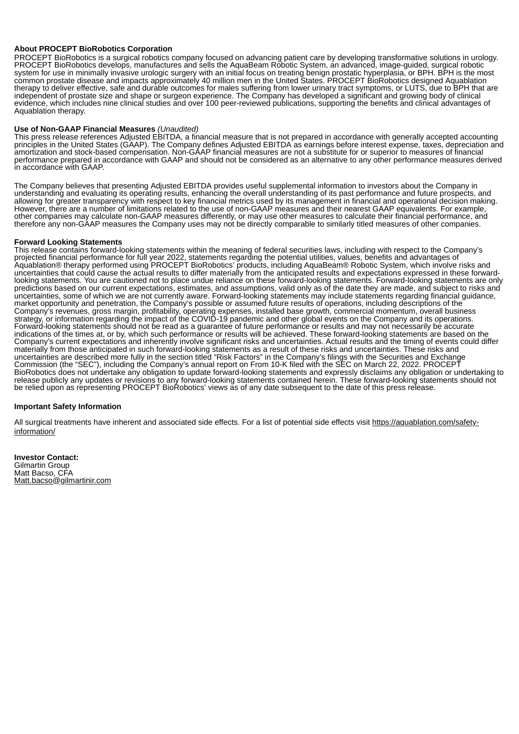**About PROCEPT BioRobotics Corporation**
PROCEPT BioRobotics is a surgical robotics company focused on advancing patient care by developing transformative solutions in urology. PROCEPT BioRobotics develops, manufactures and sells the AquaBeam Robotic System, an advanced, image-guided, surgical robotic system for use in minimally invasive urologic surgery with an initial focus on treating benign prostatic hyperplasia, or BPH. BPH is the most common prostate disease and impacts approximately 40 million men in the United States. PROCEPT BioRobotics designed Aquablation therapy to deliver effective, safe and durable outcomes for males suffering from lower urinary tract symptoms, or LUTS, due to BPH that are independent of prostate size and shape or surgeon experience. The Company has developed a significant and growing body of clinical evidence, which includes nine clinical studies and over 100 peer-reviewed publications, supporting the benefits and clinical advantages of Aquablation therapy.

**Use of Non-GAAP Financial Measures** *(Unaudited)*
This press release references Adjusted EBITDA, a financial measure that is not prepared in accordance with generally accepted accounting principles in the United States (GAAP). The Company defines Adjusted EBITDA as earnings before interest expense, taxes, depreciation and amortization and stock-based compensation. Non-GAAP financial measures are not a substitute for or superior to measures of financial performance prepared in accordance with GAAP and should not be considered as an alternative to any other performance measures derived in accordance with GAAP.

The Company believes that presenting Adjusted EBITDA provides useful supplemental information to investors about the Company in understanding and evaluating its operating results, enhancing the overall understanding of its past performance and future prospects, and allowing for greater transparency with respect to key financial metrics used by its management in financial and operational decision making. However, there are a number of limitations related to the use of non-GAAP measures and their nearest GAAP equivalents. For example, other companies may calculate non-GAAP measures differently, or may use other measures to calculate their financial performance, and therefore any non-GAAP measures the Company uses may not be directly comparable to similarly titled measures of other companies.

**Forward Looking Statements**
This release contains forward-looking statements within the meaning of federal securities laws, including with respect to the Company's projected financial performance for full year 2022, statements regarding the potential utilities, values, benefits and advantages of Aquablation® therapy performed using PROCEPT BioRobotics' products, including AquaBeam® Robotic System, which involve risks and uncertainties that could cause the actual results to differ materially from the anticipated results and expectations expressed in these forward-looking statements. You are cautioned not to place undue reliance on these forward-looking statements. Forward-looking statements are only predictions based on our current expectations, estimates, and assumptions, valid only as of the date they are made, and subject to risks and uncertainties, some of which we are not currently aware. Forward-looking statements may include statements regarding financial guidance, market opportunity and penetration, the Company's possible or assumed future results of operations, including descriptions of the Company's revenues, gross margin, profitability, operating expenses, installed base growth, commercial momentum, overall business strategy, or information regarding the impact of the COVID-19 pandemic and other global events on the Company and its operations. Forward-looking statements should not be read as a guarantee of future performance or results and may not necessarily be accurate indications of the times at, or by, which such performance or results will be achieved. These forward-looking statements are based on the Company's current expectations and inherently involve significant risks and uncertainties. Actual results and the timing of events could differ materially from those anticipated in such forward-looking statements as a result of these risks and uncertainties. These risks and uncertainties are described more fully in the section titled "Risk Factors" in the Company's filings with the Securities and Exchange Commission (the "SEC"), including the Company's annual report on From 10-K filed with the SEC on March 22, 2022. PROCEPT BioRobotics does not undertake any obligation to update forward-looking statements and expressly disclaims any obligation or undertaking to release publicly any updates or revisions to any forward-looking statements contained herein. These forward-looking statements should not be relied upon as representing PROCEPT BioRobotics' views as of any date subsequent to the date of this press release.

**Important Safety Information**

All surgical treatments have inherent and associated side effects. For a list of potential side effects visit https://aquablation.com/safety-information/

**Investor Contact:**
Gilmartin Group
Matt Bacso, CFA
Matt.bacso@gilmartinir.com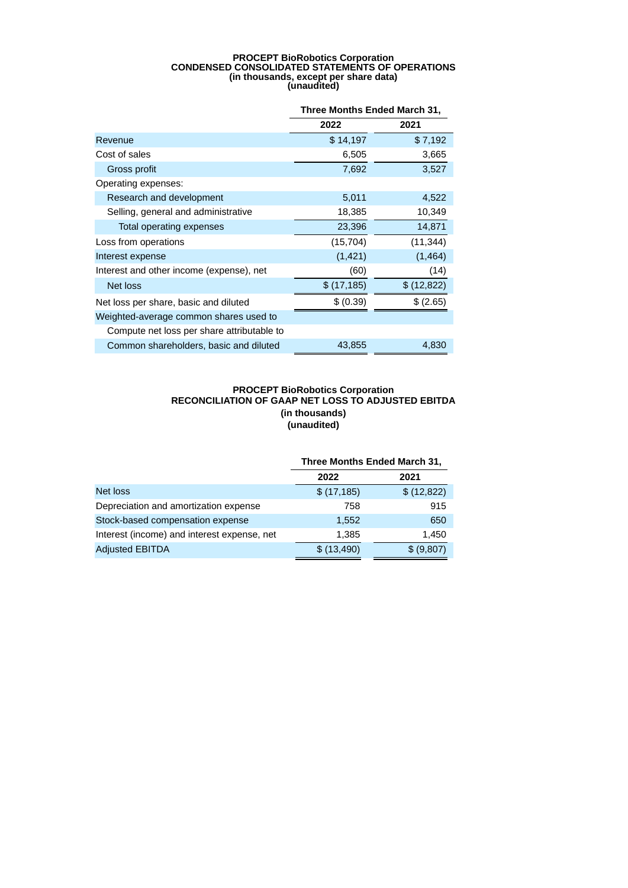**PROCEPT BioRobotics Corporation**
**CONDENSED CONSOLIDATED STATEMENTS OF OPERATIONS**
**(in thousands, except per share data)**
**(unaudited)**

| | Three Months Ended March 31, | |
|---|---|---|
| | 2022 | 2021 |
| Revenue | $ 14,197 | $ 7,192 |
| Cost of sales | 6,505 | 3,665 |
| Gross profit | 7,692 | 3,527 |
| Operating expenses: | | |
| Research and development | 5,011 | 4,522 |
| Selling, general and administrative | 18,385 | 10,349 |
| Total operating expenses | 23,396 | 14,871 |
| Loss from operations | (15,704) | (11,344) |
| Interest expense | (1,421) | (1,464) |
| Interest and other income (expense), net | (60) | (14) |
| Net loss | $ (17,185) | $ (12,822) |
| Net loss per share, basic and diluted | $ (0.39) | $ (2.65) |
| Weighted-average common shares used to Compute net loss per share attributable to Common shareholders, basic and diluted | 43,855 | 4,830 |

**PROCEPT BioRobotics Corporation**
**RECONCILIATION OF GAAP NET LOSS TO ADJUSTED EBITDA**
**(in thousands)**
**(unaudited)**

| | Three Months Ended March 31, | |
|---|---|---|
| | 2022 | 2021 |
| Net loss | $ (17,185) | $ (12,822) |
| Depreciation and amortization expense | 758 | 915 |
| Stock-based compensation expense | 1,552 | 650 |
| Interest (income) and interest expense, net | 1,385 | 1,450 |
| Adjusted EBITDA | $ (13,490) | $ (9,807) |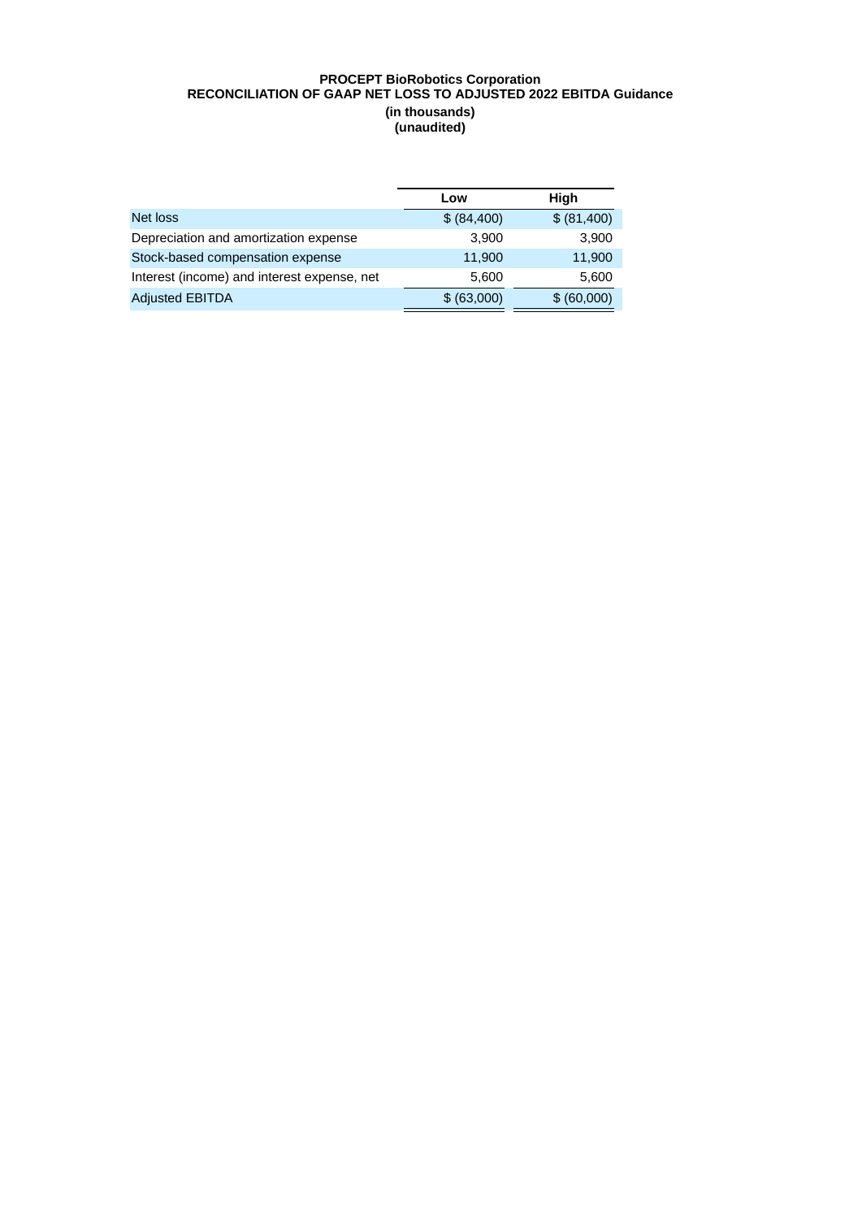**PROCEPT BioRobotics Corporation**
**RECONCILIATION OF GAAP NET LOSS TO ADJUSTED 2022 EBITDA Guidance**
**(in thousands)**
**(unaudited)**

| | Low | High |
|---|---|---|
| Net loss | $ (84,400) | $ (81,400) |
| Depreciation and amortization expense | 3,900 | 3,900 |
| Stock-based compensation expense | 11,900 | 11,900 |
| Interest (income) and interest expense, net | 5,600 | 5,600 |
| Adjusted EBITDA | $ (63,000) | $ (60,000) |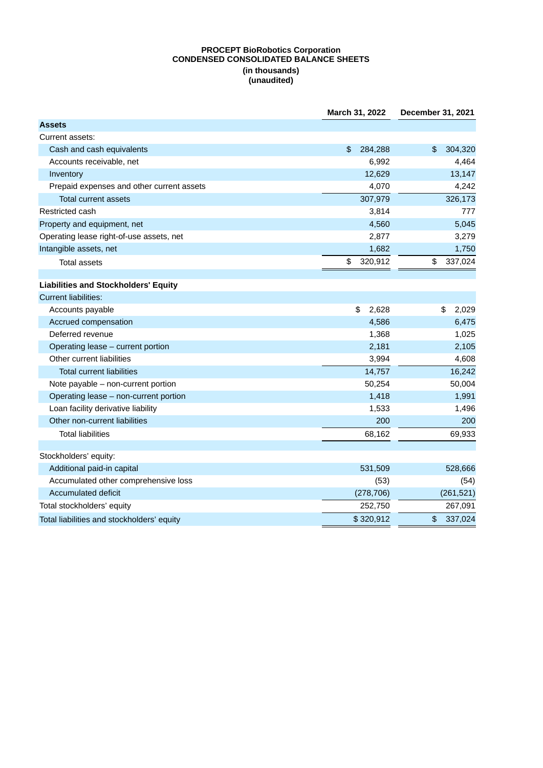**PROCEPT BioRobotics Corporation**
**CONDENSED CONSOLIDATED BALANCE SHEETS**
**(in thousands)**
**(unaudited)**

| | March 31, 2022 | December 31, 2021 |
|---|---|---|
| **Assets** | | |
| Current assets: | | |
| Cash and cash equivalents | $ 284,288 | $ 304,320 |
| Accounts receivable, net | 6,992 | 4,464 |
| Inventory | 12,629 | 13,147 |
| Prepaid expenses and other current assets | 4,070 | 4,242 |
| Total current assets | 307,979 | 326,173 |
| Restricted cash | 3,814 | 777 |
| Property and equipment, net | 4,560 | 5,045 |
| Operating lease right-of-use assets, net | 2,877 | 3,279 |
| Intangible assets, net | 1,682 | 1,750 |
| Total assets | $ 320,912 | $ 337,024 |
| | | |
| **Liabilities and Stockholders' Equity** | | |
| Current liabilities: | | |
| Accounts payable | $ 2,628 | $ 2,029 |
| Accrued compensation | 4,586 | 6,475 |
| Deferred revenue | 1,368 | 1,025 |
| Operating lease – current portion | 2,181 | 2,105 |
| Other current liabilities | 3,994 | 4,608 |
| Total current liabilities | 14,757 | 16,242 |
| Note payable – non-current portion | 50,254 | 50,004 |
| Operating lease – non-current portion | 1,418 | 1,991 |
| Loan facility derivative liability | 1,533 | 1,496 |
| Other non-current liabilities | 200 | 200 |
| Total liabilities | 68,162 | 69,933 |
| | | |
| Stockholders' equity: | | |
| Additional paid-in capital | 531,509 | 528,666 |
| Accumulated other comprehensive loss | (53) | (54) |
| Accumulated deficit | (278,706) | (261,521) |
| Total stockholders' equity | 252,750 | 267,091 |
| Total liabilities and stockholders' equity | $ 320,912 | $ 337,024 |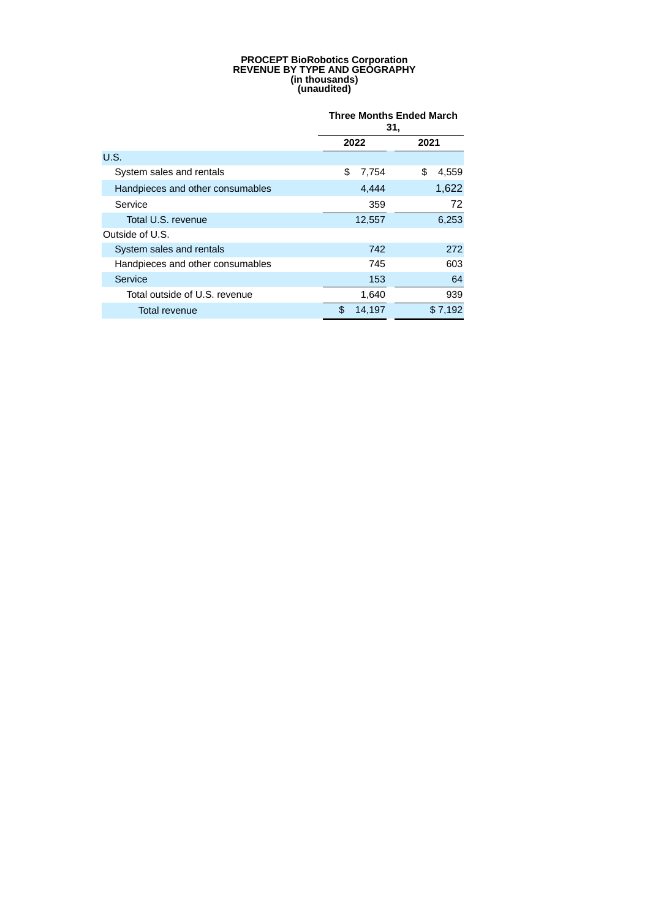**PROCEPT BioRobotics Corporation**
**REVENUE BY TYPE AND GEOGRAPHY**
**(in thousands)**
**(unaudited)**

| | Three Months Ended March 31, | |
|---|---|---|
| | **2022** | **2021** |
| U.S. | | |
| System sales and rentals | $ 7,754 | $ 4,559 |
| Handpieces and other consumables | 4,444 | 1,622 |
| Service | 359 | 72 |
| Total U.S. revenue | 12,557 | 6,253 |
| Outside of U.S. | | |
| System sales and rentals | 742 | 272 |
| Handpieces and other consumables | 745 | 603 |
| Service | 153 | 64 |
| Total outside of U.S. revenue | 1,640 | 939 |
| Total revenue | $ 14,197 | $ 7,192 |